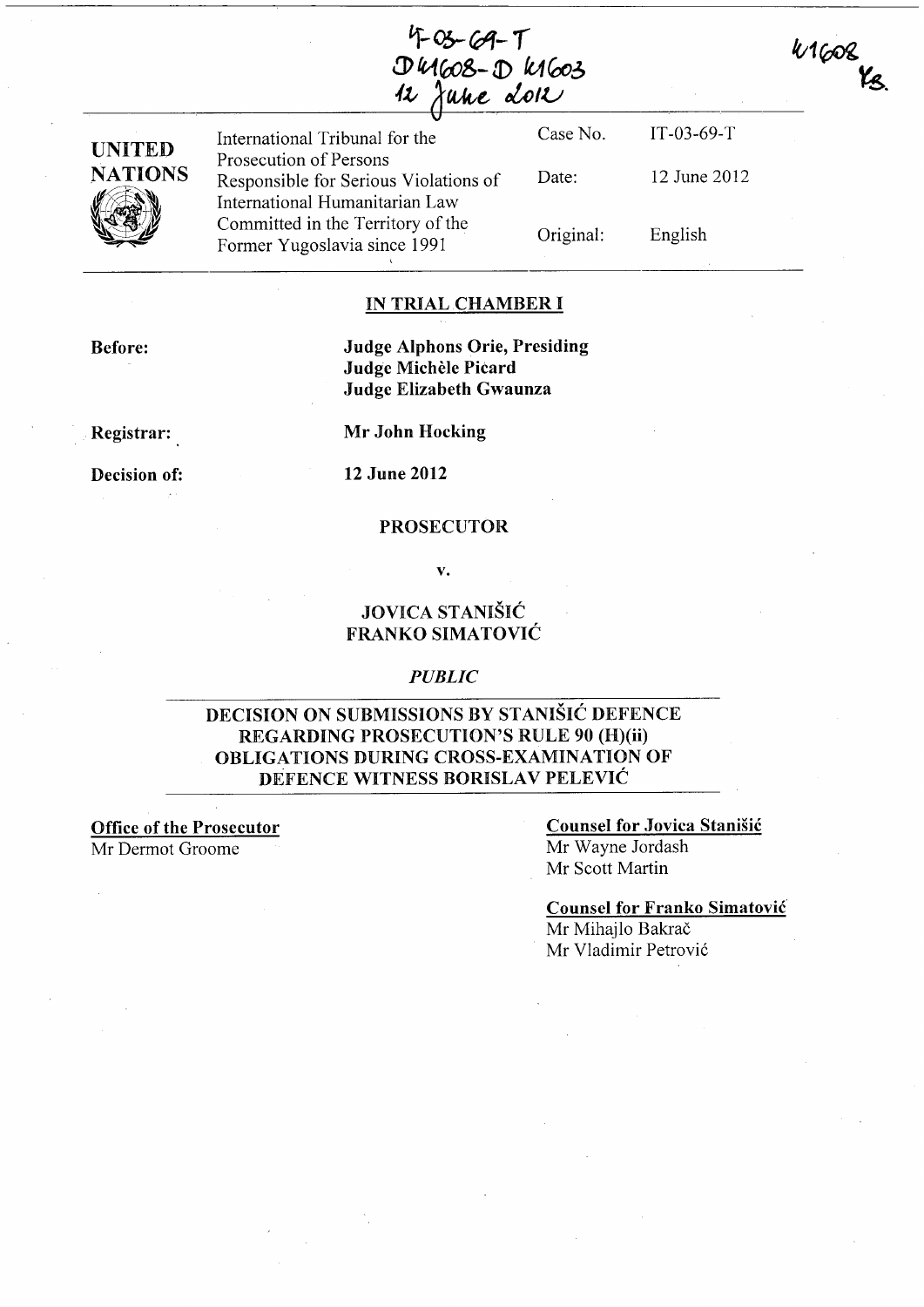IT-03-69-T
D41608-D41603
12 June 2012

41608
YS.

| UNITED NATIONS | International Tribunal for the Prosecution of Persons Responsible for Serious Violations of International Humanitarian Law Committed in the Territory of the Former Yugoslavia since 1991 | Case No. | IT-03-69-T |
|---|---|---|---|
| | | Date: | 12 June 2012 |
| | | Original: | English |

## IN TRIAL CHAMBER I

**Before:** **Judge Alphons Orie, Presiding**
**Judge Michèle Picard**
**Judge Elizabeth Gwaunza**

**Registrar:** **Mr John Hocking**

**Decision of:** **12 June 2012**

**PROSECUTOR**

**v.**

**JOVICA STANIŠIĆ**
**FRANKO SIMATOVIĆ**

***PUBLIC***

## DECISION ON SUBMISSIONS BY STANIŠIĆ DEFENCE REGARDING PROSECUTION'S RULE 90 (H)(ii) OBLIGATIONS DURING CROSS-EXAMINATION OF DEFENCE WITNESS BORISLAV PELEVIĆ

**Office of the Prosecutor**
Mr Dermot Groome

**Counsel for Jovica Stanišić**
Mr Wayne Jordash
Mr Scott Martin

**Counsel for Franko Simatović**
Mr Mihajlo Bakrač
Mr Vladimir Petrović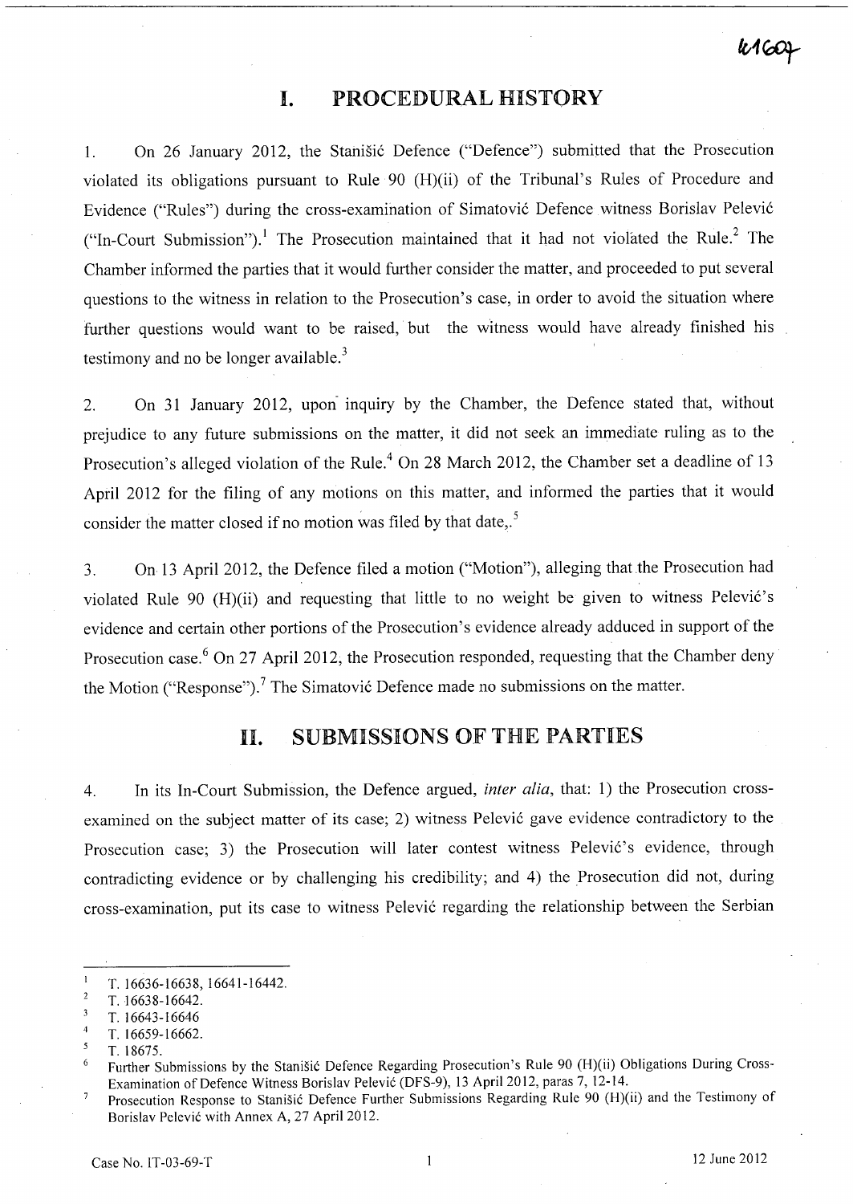# I. PROCEDURAL HISTORY

1. On 26 January 2012, the Stanišić Defence ("Defence") submitted that the Prosecution violated its obligations pursuant to Rule 90 (H)(ii) of the Tribunal's Rules of Procedure and Evidence ("Rules") during the cross-examination of Simatović Defence witness Borislav Pelević ("In-Court Submission").[1] The Prosecution maintained that it had not violated the Rule.[2] The Chamber informed the parties that it would further consider the matter, and proceeded to put several questions to the witness in relation to the Prosecution's case, in order to avoid the situation where further questions would want to be raised, but the witness would have already finished his testimony and no be longer available.[3]

2. On 31 January 2012, upon inquiry by the Chamber, the Defence stated that, without prejudice to any future submissions on the matter, it did not seek an immediate ruling as to the Prosecution's alleged violation of the Rule.[4] On 28 March 2012, the Chamber set a deadline of 13 April 2012 for the filing of any motions on this matter, and informed the parties that it would consider the matter closed if no motion was filed by that date,.[5]

3. On 13 April 2012, the Defence filed a motion ("Motion"), alleging that the Prosecution had violated Rule 90 (H)(ii) and requesting that little to no weight be given to witness Pelević's evidence and certain other portions of the Prosecution's evidence already adduced in support of the Prosecution case.[6] On 27 April 2012, the Prosecution responded, requesting that the Chamber deny the Motion ("Response").[7] The Simatović Defence made no submissions on the matter.

# II. SUBMISSIONS OF THE PARTIES

4. In its In-Court Submission, the Defence argued, *inter alia*, that: 1) the Prosecution cross-examined on the subject matter of its case; 2) witness Pelević gave evidence contradictory to the Prosecution case; 3) the Prosecution will later contest witness Pelević's evidence, through contradicting evidence or by challenging his credibility; and 4) the Prosecution did not, during cross-examination, put its case to witness Pelević regarding the relationship between the Serbian

---

[1] T. 16636-16638, 16641-16442.

[2] T. 16638-16642.

[3] T. 16643-16646

[4] T. 16659-16662.

[5] T. 18675.

[6] Further Submissions by the Stanišić Defence Regarding Prosecution's Rule 90 (H)(ii) Obligations During Cross-Examination of Defence Witness Borislav Pelević (DFS-9), 13 April 2012, paras 7, 12-14.

[7] Prosecution Response to Stanišić Defence Further Submissions Regarding Rule 90 (H)(ii) and the Testimony of Borislav Pelević with Annex A, 27 April 2012.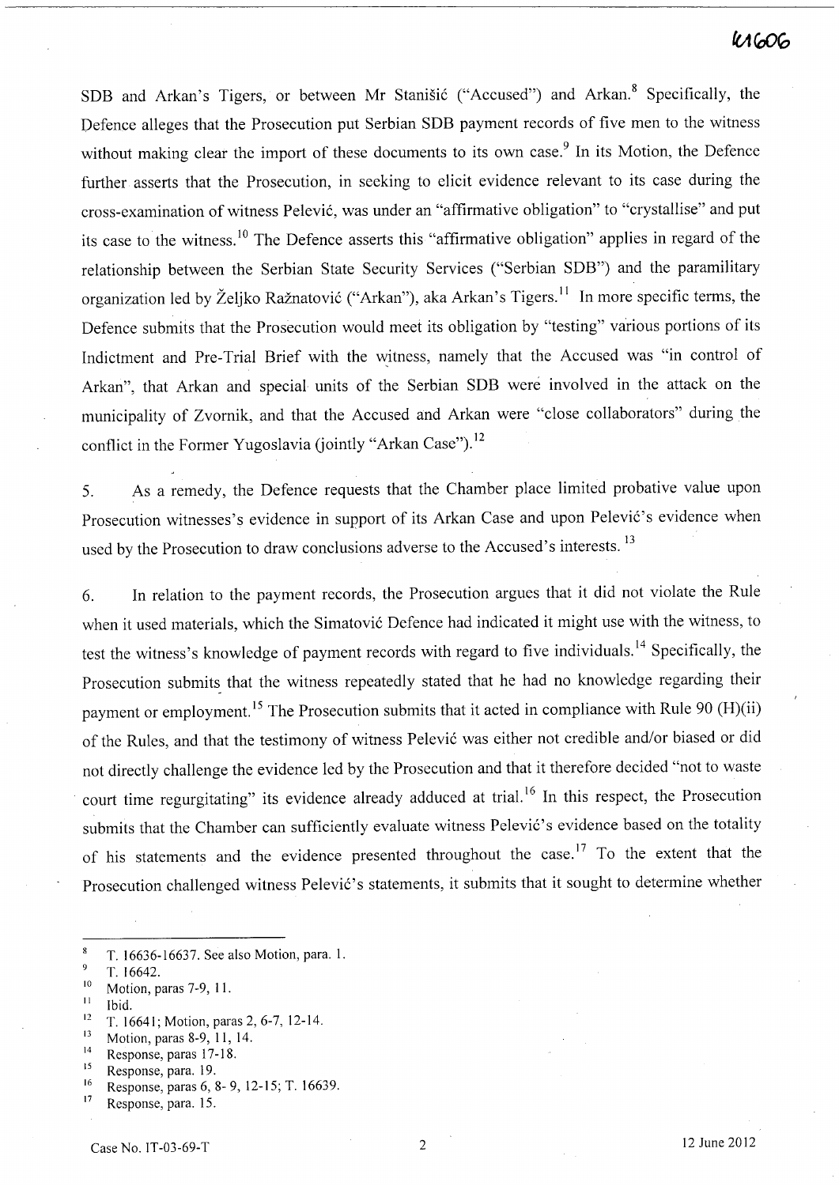SDB and Arkan's Tigers, or between Mr Stanišić ("Accused") and Arkan.[8] Specifically, the Defence alleges that the Prosecution put Serbian SDB payment records of five men to the witness without making clear the import of these documents to its own case.[9] In its Motion, the Defence further asserts that the Prosecution, in seeking to elicit evidence relevant to its case during the cross-examination of witness Pelević, was under an "affirmative obligation" to "crystallise" and put its case to the witness.[10] The Defence asserts this "affirmative obligation" applies in regard of the relationship between the Serbian State Security Services ("Serbian SDB") and the paramilitary organization led by Željko Ražnatović ("Arkan"), aka Arkan's Tigers.[11] In more specific terms, the Defence submits that the Prosecution would meet its obligation by "testing" various portions of its Indictment and Pre-Trial Brief with the witness, namely that the Accused was "in control of Arkan", that Arkan and special units of the Serbian SDB were involved in the attack on the municipality of Zvornik, and that the Accused and Arkan were "close collaborators" during the conflict in the Former Yugoslavia (jointly "Arkan Case").[12]

5. As a remedy, the Defence requests that the Chamber place limited probative value upon Prosecution witnesses's evidence in support of its Arkan Case and upon Pelević's evidence when used by the Prosecution to draw conclusions adverse to the Accused's interests.[13]

6. In relation to the payment records, the Prosecution argues that it did not violate the Rule when it used materials, which the Simatović Defence had indicated it might use with the witness, to test the witness's knowledge of payment records with regard to five individuals.[14] Specifically, the Prosecution submits that the witness repeatedly stated that he had no knowledge regarding their payment or employment.[15] The Prosecution submits that it acted in compliance with Rule 90 (H)(ii) of the Rules, and that the testimony of witness Pelević was either not credible and/or biased or did not directly challenge the evidence led by the Prosecution and that it therefore decided "not to waste court time regurgitating" its evidence already adduced at trial.[16] In this respect, the Prosecution submits that the Chamber can sufficiently evaluate witness Pelević's evidence based on the totality of his statements and the evidence presented throughout the case.[17] To the extent that the Prosecution challenged witness Pelević's statements, it submits that it sought to determine whether

---

[8] T. 16636-16637. See also Motion, para. 1.

[9] T. 16642.

[10] Motion, paras 7-9, 11.

[11] Ibid.

[12] T. 16641; Motion, paras 2, 6-7, 12-14.

[13] Motion, paras 8-9, 11, 14.

[14] Response, paras 17-18.

[15] Response, para. 19.

[16] Response, paras 6, 8- 9, 12-15; T. 16639.

[17] Response, para. 15.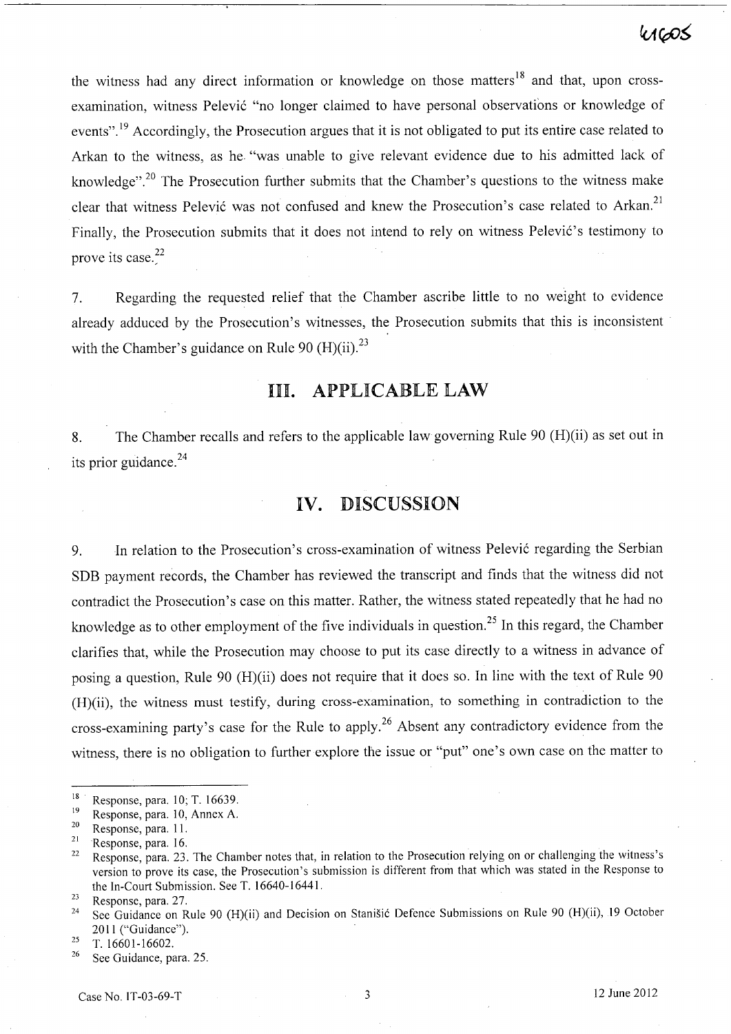the witness had any direct information or knowledge on those matters[18] and that, upon cross-examination, witness Pelević "no longer claimed to have personal observations or knowledge of events".[19] Accordingly, the Prosecution argues that it is not obligated to put its entire case related to Arkan to the witness, as he "was unable to give relevant evidence due to his admitted lack of knowledge".[20] The Prosecution further submits that the Chamber's questions to the witness make clear that witness Pelević was not confused and knew the Prosecution's case related to Arkan.[21] Finally, the Prosecution submits that it does not intend to rely on witness Pelević's testimony to prove its case.[22]

7. Regarding the requested relief that the Chamber ascribe little to no weight to evidence already adduced by the Prosecution's witnesses, the Prosecution submits that this is inconsistent with the Chamber's guidance on Rule 90 (H)(ii).[23]

## III. APPLICABLE LAW

8. The Chamber recalls and refers to the applicable law governing Rule 90 (H)(ii) as set out in its prior guidance.[24]

## IV. DISCUSSION

9. In relation to the Prosecution's cross-examination of witness Pelević regarding the Serbian SDB payment records, the Chamber has reviewed the transcript and finds that the witness did not contradict the Prosecution's case on this matter. Rather, the witness stated repeatedly that he had no knowledge as to other employment of the five individuals in question.[25] In this regard, the Chamber clarifies that, while the Prosecution may choose to put its case directly to a witness in advance of posing a question, Rule 90 (H)(ii) does not require that it does so. In line with the text of Rule 90 (H)(ii), the witness must testify, during cross-examination, to something in contradiction to the cross-examining party's case for the Rule to apply.[26] Absent any contradictory evidence from the witness, there is no obligation to further explore the issue or "put" one's own case on the matter to

---

[18] Response, para. 10; T. 16639.

[19] Response, para. 10, Annex A.

[20] Response, para. 11.

[21] Response, para. 16.

[22] Response, para. 23. The Chamber notes that, in relation to the Prosecution relying on or challenging the witness's version to prove its case, the Prosecution's submission is different from that which was stated in the Response to the In-Court Submission. See T. 16640-16441.

[23] Response, para. 27.

[24] See Guidance on Rule 90 (H)(ii) and Decision on Stanišić Defence Submissions on Rule 90 (H)(ii), 19 October 2011 ("Guidance").

[25] T. 16601-16602.

[26] See Guidance, para. 25.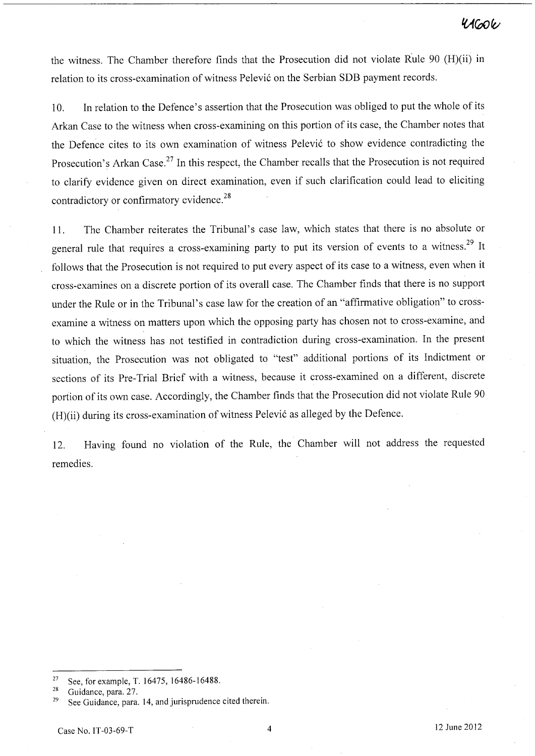the witness. The Chamber therefore finds that the Prosecution did not violate Rule 90 (H)(ii) in relation to its cross-examination of witness Pelević on the Serbian SDB payment records.

10. In relation to the Defence's assertion that the Prosecution was obliged to put the whole of its Arkan Case to the witness when cross-examining on this portion of its case, the Chamber notes that the Defence cites to its own examination of witness Pelević to show evidence contradicting the Prosecution's Arkan Case.[27] In this respect, the Chamber recalls that the Prosecution is not required to clarify evidence given on direct examination, even if such clarification could lead to eliciting contradictory or confirmatory evidence.[28]

11. The Chamber reiterates the Tribunal's case law, which states that there is no absolute or general rule that requires a cross-examining party to put its version of events to a witness.[29] It follows that the Prosecution is not required to put every aspect of its case to a witness, even when it cross-examines on a discrete portion of its overall case. The Chamber finds that there is no support under the Rule or in the Tribunal's case law for the creation of an "affirmative obligation" to cross-examine a witness on matters upon which the opposing party has chosen not to cross-examine, and to which the witness has not testified in contradiction during cross-examination. In the present situation, the Prosecution was not obligated to "test" additional portions of its Indictment or sections of its Pre-Trial Brief with a witness, because it cross-examined on a different, discrete portion of its own case. Accordingly, the Chamber finds that the Prosecution did not violate Rule 90 (H)(ii) during its cross-examination of witness Pelević as alleged by the Defence.

12. Having found no violation of the Rule, the Chamber will not address the requested remedies.

---

[27] See, for example, T. 16475, 16486-16488.

[28] Guidance, para. 27.

[29] See Guidance, para. 14, and jurisprudence cited therein.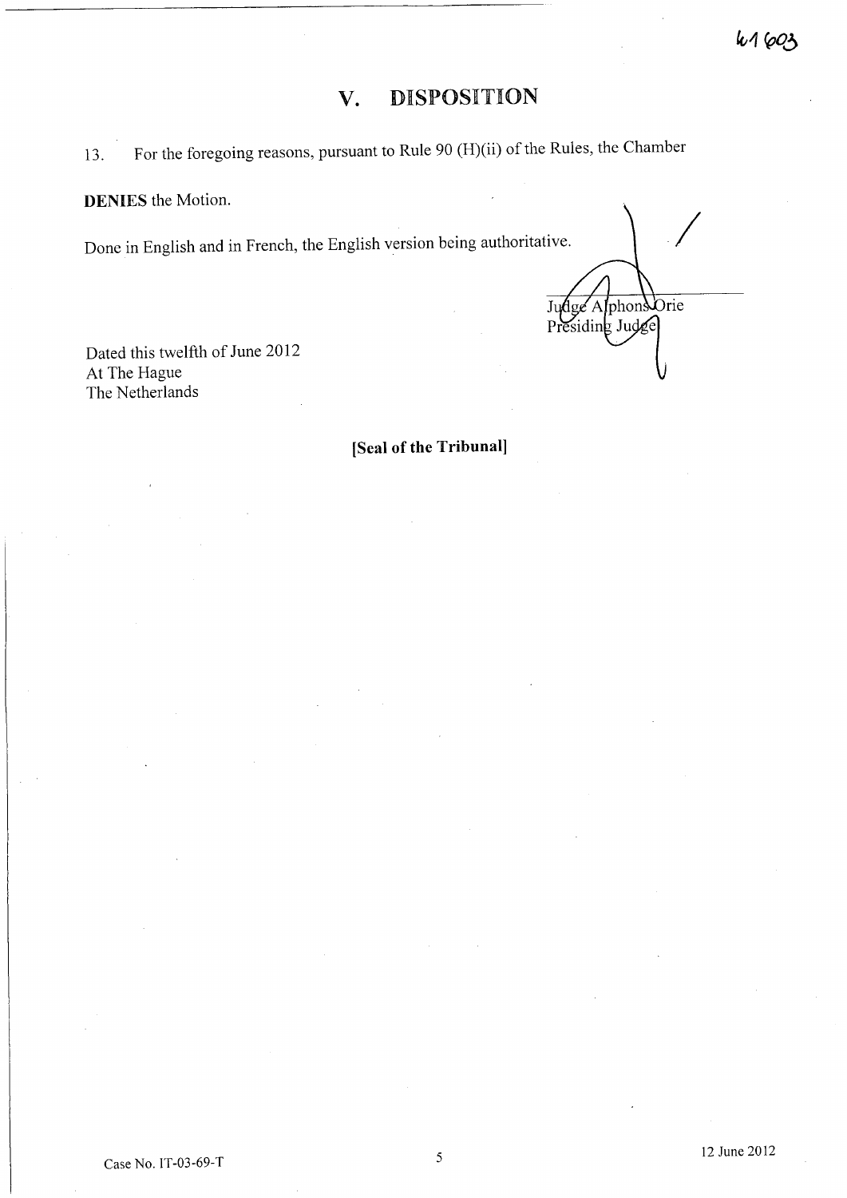## V. DISPOSITION

13. For the foregoing reasons, pursuant to Rule 90 (H)(ii) of the Rules, the Chamber

**DENIES** the Motion.

Done in English and in French, the English version being authoritative.

Judge Alphons Orie
Presiding Judge

Dated this twelfth of June 2012
At The Hague
The Netherlands

**[Seal of the Tribunal]**